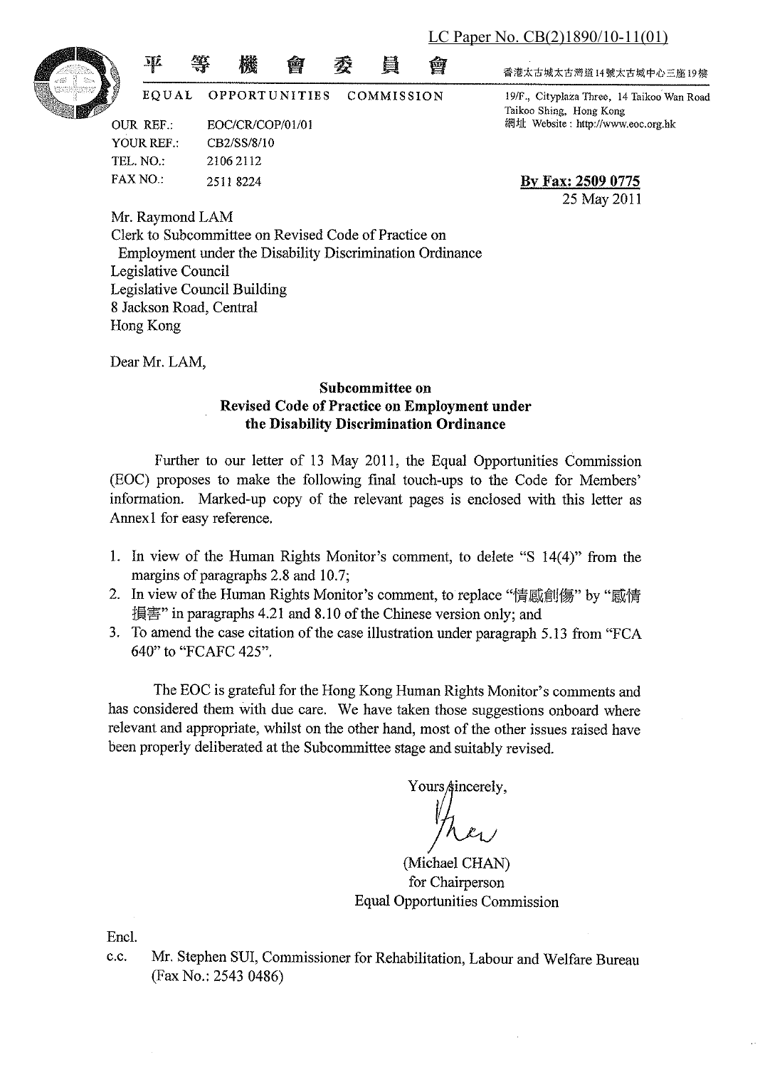LC Paper No. CB(2)1890/10-11(01)

平 等 機 會 委 員 會

EQUAL OPPORTUNITIES COMMISSION

香港太古城太古灣道14號太古城中心三座19樓

19/F., Cityplaza Three, 14 Taikoo Wan Road
Taikoo Shing, Hong Kong
網址 Website : http://www.eoc.org.hk

OUR REF.: EOC/CR/COP/01/01
YOUR REF.: CB2/SS/8/10
TEL. NO.: 2106 2112
FAX NO.: 2511 8224

**By Fax: 2509 0775**
25 May 2011

Mr. Raymond LAM
Clerk to Subcommittee on Revised Code of Practice on
Employment under the Disability Discrimination Ordinance
Legislative Council
Legislative Council Building
8 Jackson Road, Central
Hong Kong

Dear Mr. LAM,

**Subcommittee on**
**Revised Code of Practice on Employment under**
**the Disability Discrimination Ordinance**

Further to our letter of 13 May 2011, the Equal Opportunities Commission (EOC) proposes to make the following final touch-ups to the Code for Members' information. Marked-up copy of the relevant pages is enclosed with this letter as Annex1 for easy reference.

1. In view of the Human Rights Monitor's comment, to delete "S 14(4)" from the margins of paragraphs 2.8 and 10.7;
2. In view of the Human Rights Monitor's comment, to replace "情感創傷" by "感情損害" in paragraphs 4.21 and 8.10 of the Chinese version only; and
3. To amend the case citation of the case illustration under paragraph 5.13 from "FCA 640" to "FCAFC 425".

The EOC is grateful for the Hong Kong Human Rights Monitor's comments and has considered them with due care. We have taken those suggestions onboard where relevant and appropriate, whilst on the other hand, most of the other issues raised have been properly deliberated at the Subcommittee stage and suitably revised.

Yours sincerely,

(Michael CHAN)
for Chairperson
Equal Opportunities Commission

Encl.

c.c. Mr. Stephen SUI, Commissioner for Rehabilitation, Labour and Welfare Bureau
(Fax No.: 2543 0486)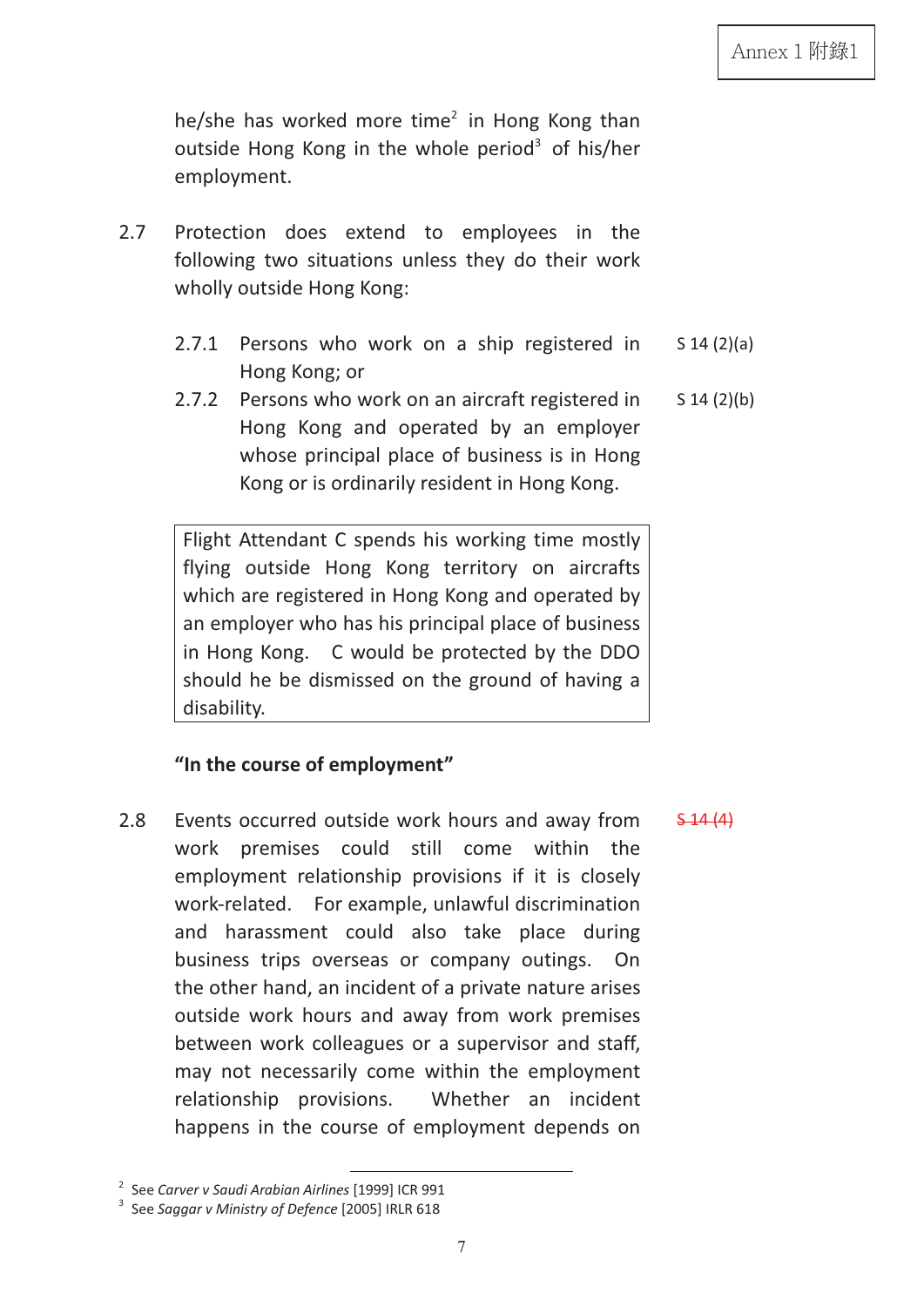he/she has worked more time[2] in Hong Kong than outside Hong Kong in the whole period[3] of his/her employment.

2.7 Protection does extend to employees in the following two situations unless they do their work wholly outside Hong Kong:

2.7.1 Persons who work on a ship registered in Hong Kong; or — S 14 (2)(a)

2.7.2 Persons who work on an aircraft registered in Hong Kong and operated by an employer whose principal place of business is in Hong Kong or is ordinarily resident in Hong Kong. — S 14 (2)(b)

| Flight Attendant C spends his working time mostly flying outside Hong Kong territory on aircrafts which are registered in Hong Kong and operated by an employer who has his principal place of business in Hong Kong. C would be protected by the DDO should he be dismissed on the ground of having a disability. |
|---|

**"In the course of employment"**

2.8 Events occurred outside work hours and away from work premises could still come within the employment relationship provisions if it is closely work-related. For example, unlawful discrimination and harassment could also take place during business trips overseas or company outings. On the other hand, an incident of a private nature arises outside work hours and away from work premises between work colleagues or a supervisor and staff, may not necessarily come within the employment relationship provisions. Whether an incident happens in the course of employment depends on — ~~S 14 (4)~~

[2] See *Carver v Saudi Arabian Airlines* [1999] ICR 991

[3] See *Saggar v Ministry of Defence* [2005] IRLR 618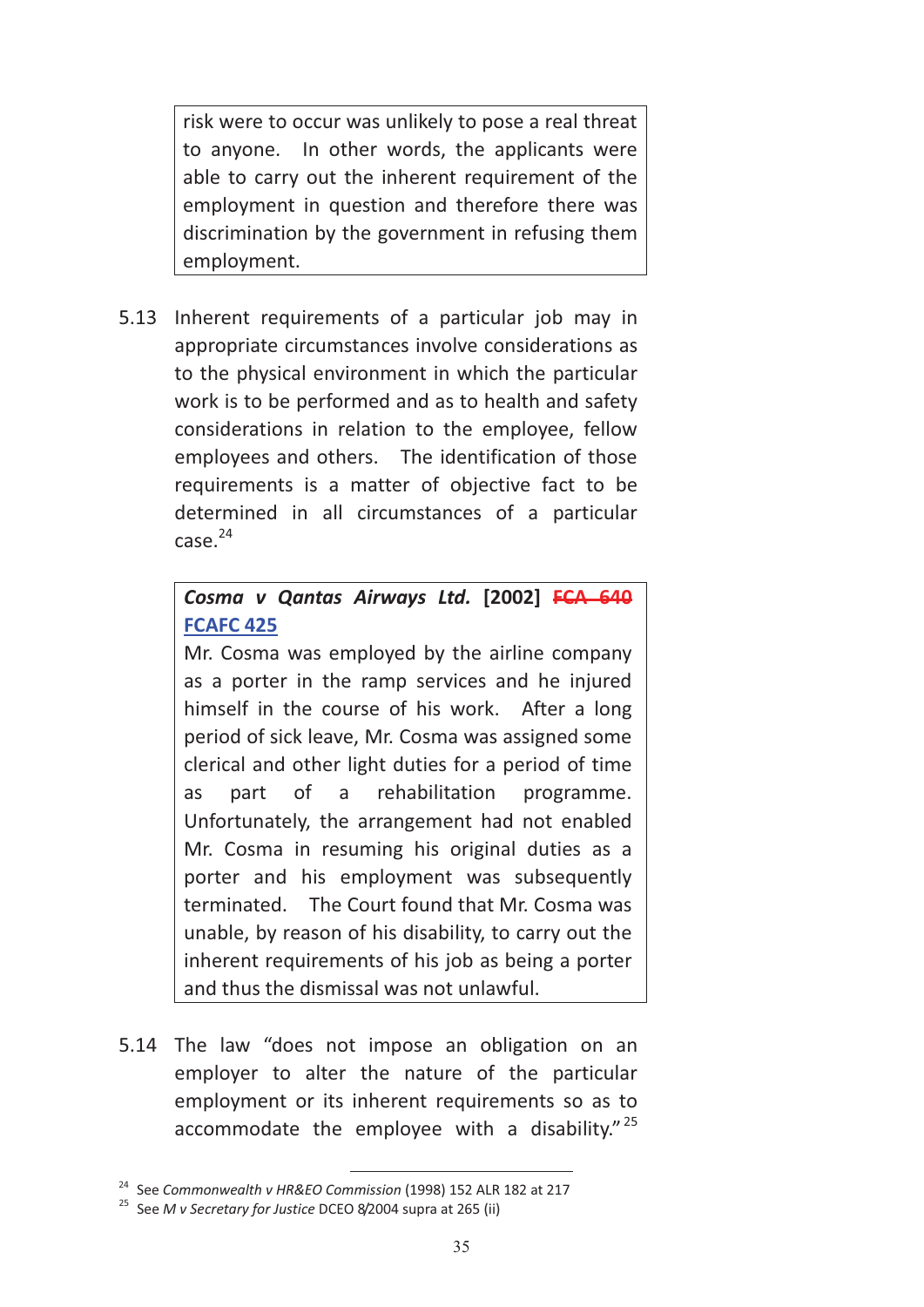> risk were to occur was unlikely to pose a real threat to anyone. In other words, the applicants were able to carry out the inherent requirement of the employment in question and therefore there was discrimination by the government in refusing them employment.

5.13 Inherent requirements of a particular job may in appropriate circumstances involve considerations as to the physical environment in which the particular work is to be performed and as to health and safety considerations in relation to the employee, fellow employees and others. The identification of those requirements is a matter of objective fact to be determined in all circumstances of a particular case.[24]

> ***Cosma v Qantas Airways Ltd.*** **[2002]** ~~**FCA 640**~~ **FCAFC 425**
>
> Mr. Cosma was employed by the airline company as a porter in the ramp services and he injured himself in the course of his work. After a long period of sick leave, Mr. Cosma was assigned some clerical and other light duties for a period of time as part of a rehabilitation programme. Unfortunately, the arrangement had not enabled Mr. Cosma in resuming his original duties as a porter and his employment was subsequently terminated. The Court found that Mr. Cosma was unable, by reason of his disability, to carry out the inherent requirements of his job as being a porter and thus the dismissal was not unlawful.

5.14 The law "does not impose an obligation on an employer to alter the nature of the particular employment or its inherent requirements so as to accommodate the employee with a disability."[25]

---

[24] See *Commonwealth v HR&EO Commission* (1998) 152 ALR 182 at 217

[25] See *M v Secretary for Justice* DCEO 8/2004 supra at 265 (ii)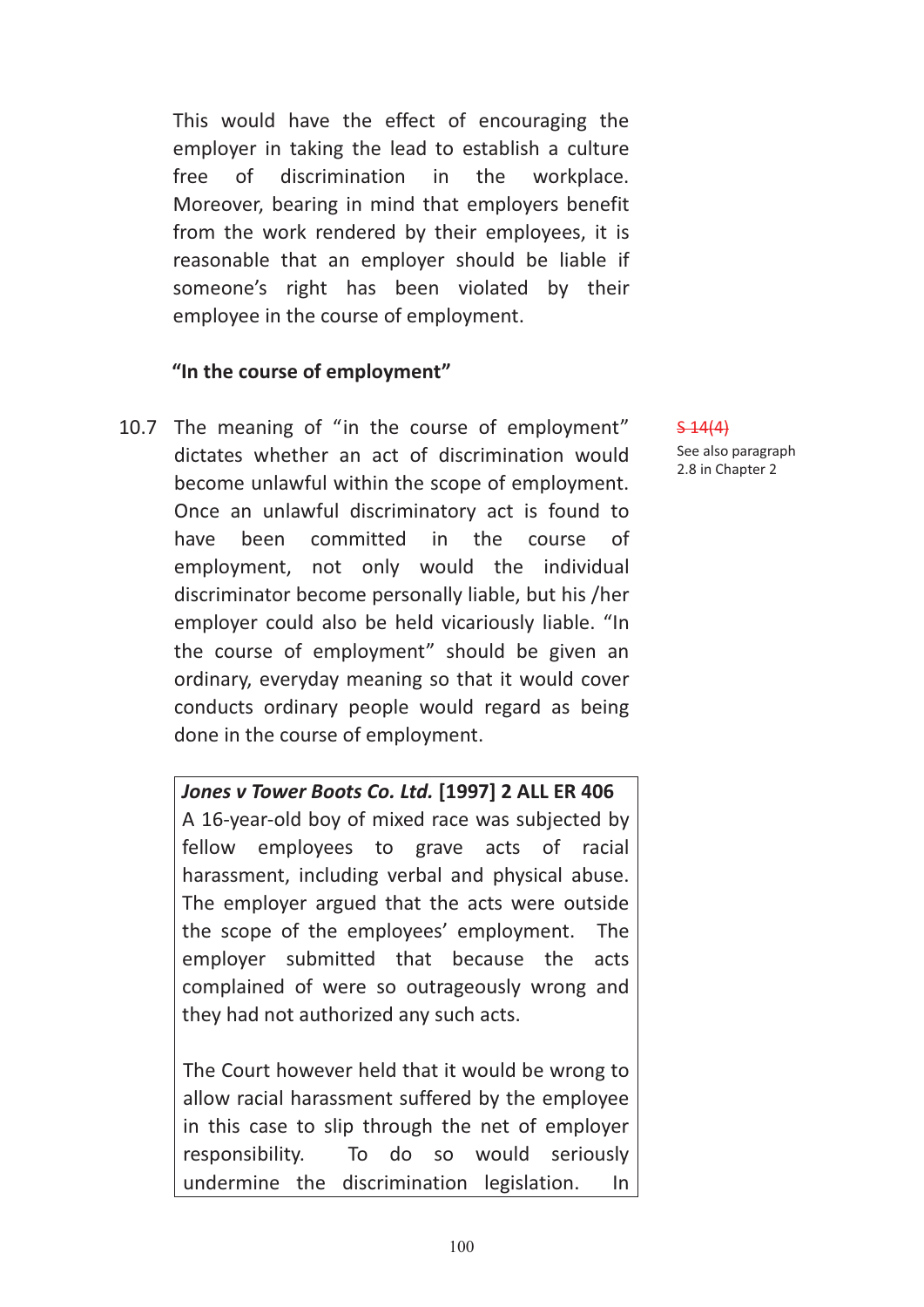This would have the effect of encouraging the employer in taking the lead to establish a culture free of discrimination in the workplace. Moreover, bearing in mind that employers benefit from the work rendered by their employees, it is reasonable that an employer should be liable if someone's right has been violated by their employee in the course of employment.

**"In the course of employment"**

10.7 The meaning of "in the course of employment" dictates whether an act of discrimination would become unlawful within the scope of employment. Once an unlawful discriminatory act is found to have been committed in the course of employment, not only would the individual discriminator become personally liable, but his /her employer could also be held vicariously liable. "In the course of employment" should be given an ordinary, everyday meaning so that it would cover conducts ordinary people would regard as being done in the course of employment.

S 14(4)
See also paragraph 2.8 in Chapter 2

> ***Jones v Tower Boots Co. Ltd.*** **[1997] 2 ALL ER 406**
> A 16-year-old boy of mixed race was subjected by fellow employees to grave acts of racial harassment, including verbal and physical abuse. The employer argued that the acts were outside the scope of the employees' employment. The employer submitted that because the acts complained of were so outrageously wrong and they had not authorized any such acts.
>
> The Court however held that it would be wrong to allow racial harassment suffered by the employee in this case to slip through the net of employer responsibility. To do so would seriously undermine the discrimination legislation. In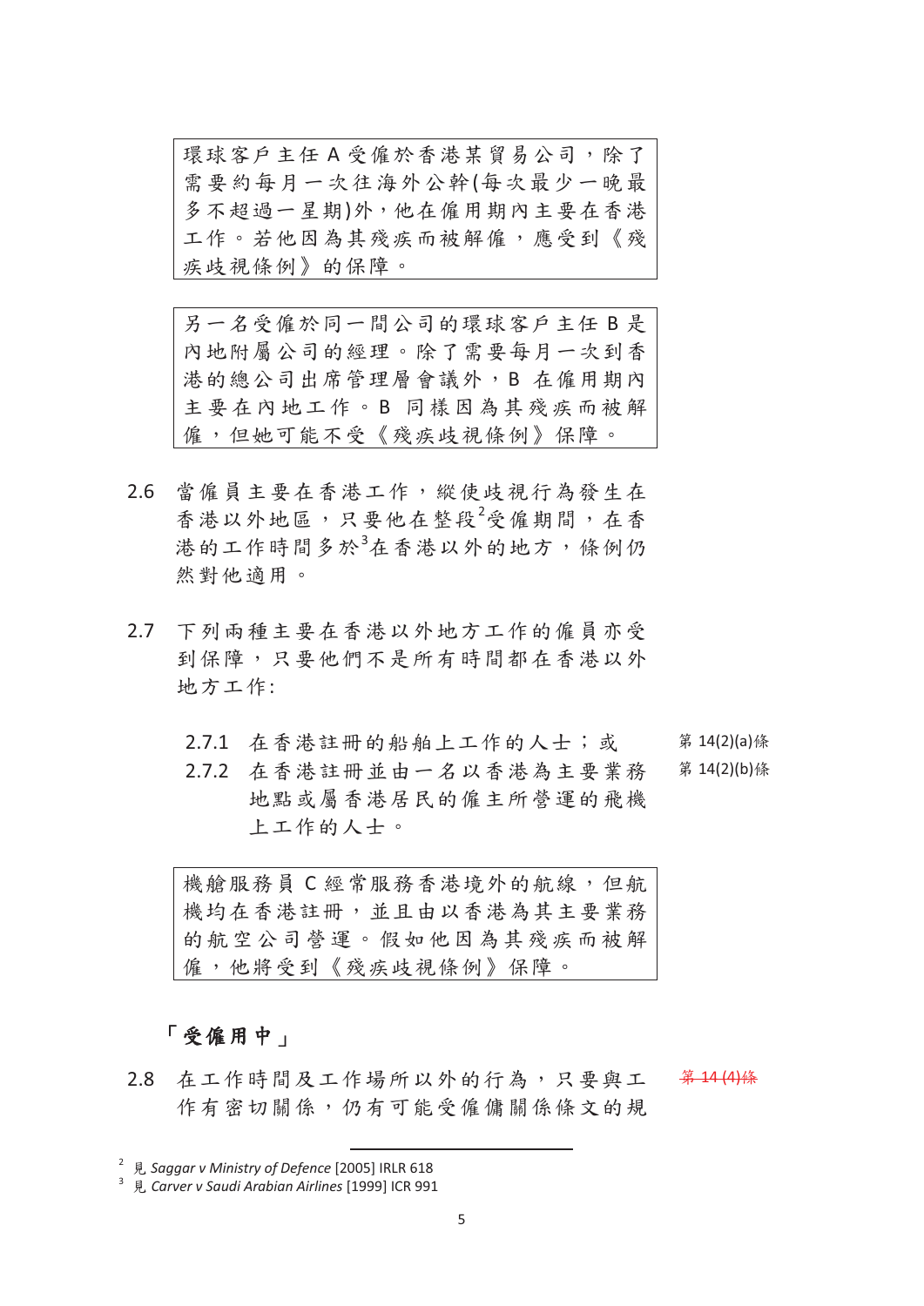> 環球客戶主任 A 受僱於香港某貿易公司，除了需要約每月一次往海外公幹(每次最少一晚最多不超過一星期)外，他在僱用期內主要在香港工作。若他因為其殘疾而被解僱，應受到《殘疾歧視條例》的保障。

> 另一名受僱於同一間公司的環球客戶主任 B 是內地附屬公司的經理。除了需要每月一次到香港的總公司出席管理層會議外，B 在僱用期內主要在內地工作。B 同樣因為其殘疾而被解僱，但她可能不受《殘疾歧視條例》保障。

2.6 當僱員主要在香港工作，縱使歧視行為發生在香港以外地區，只要他在整段[2]受僱期間，在香港的工作時間多於[3]在香港以外的地方，條例仍然對他適用。

2.7 下列兩種主要在香港以外地方工作的僱員亦受到保障，只要他們不是所有時間都在香港以外地方工作:

2.7.1 在香港註冊的船舶上工作的人士；或 （第 14(2)(a)條）

2.7.2 在香港註冊並由一名以香港為主要業務地點或屬香港居民的僱主所營運的飛機上工作的人士。 （第 14(2)(b)條）

> 機艙服務員 C 經常服務香港境外的航線，但航機均在香港註冊，並且由以香港為其主要業務的航空公司營運。假如他因為其殘疾而被解僱，他將受到《殘疾歧視條例》保障。

## 「受僱用中」

2.8 在工作時間及工作場所以外的行為，只要與工作有密切關係，仍有可能受僱傭關係條文的規 （~~第 14(4)條~~）

---

[2] 見 *Saggar v Ministry of Defence* [2005] IRLR 618

[3] 見 *Carver v Saudi Arabian Airlines* [1999] ICR 991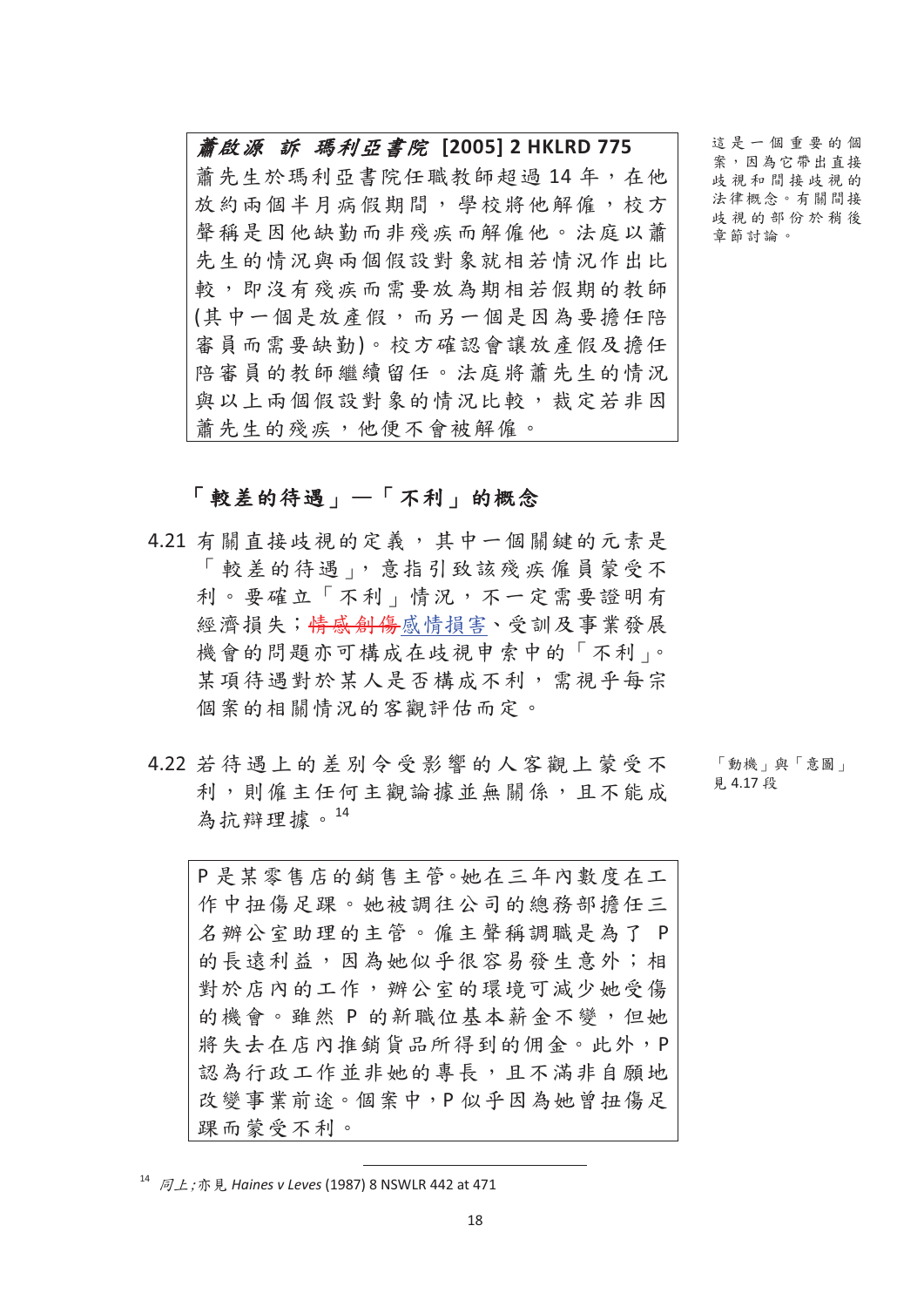> ***蕭啟源 訴 瑪利亞書院* [2005] 2 HKLRD 775**
>
> 蕭先生於瑪利亞書院任職教師超過 14 年，在他放約兩個半月病假期間，學校將他解僱，校方聲稱是因他缺勤而非殘疾而解僱他。法庭以蕭先生的情況與兩個假設對象就相若情況作出比較，即沒有殘疾而需要放為期相若假期的教師(其中一個是放產假，而另一個是因為要擔任陪審員而需要缺勤)。校方確認會讓放產假及擔任陪審員的教師繼續留任。法庭將蕭先生的情況與以上兩個假設對象的情況比較，裁定若非因蕭先生的殘疾，他便不會被解僱。

這是一個重要的個案，因為它帶出直接歧視和間接歧視的法律概念。有關間接歧視的部份於稍後章節討論。

## 「較差的待遇」—「不利」的概念

4.21 有關直接歧視的定義，其中一個關鍵的元素是「較差的待遇」，意指引致該殘疾僱員蒙受不利。要確立「不利」情況，不一定需要證明有經濟損失；~~情感創傷~~感情損害、受訓及事業發展機會的問題亦可構成在歧視申索中的「不利」。某項待遇對於某人是否構成不利，需視乎每宗個案的相關情況的客觀評估而定。

4.22 若待遇上的差別令受影響的人客觀上蒙受不利，則僱主任何主觀論據並無關係，且不能成為抗辯理據。[14]

「動機」與「意圖」見 4.17 段

> P 是某零售店的銷售主管。她在三年內數度在工作中扭傷足踝。她被調往公司的總務部擔任三名辦公室助理的主管。僱主聲稱調職是為了 P 的長遠利益，因為她似乎很容易發生意外；相對於店內的工作，辦公室的環境可減少她受傷的機會。雖然 P 的新職位基本薪金不變，但她將失去在店內推銷貨品所得到的佣金。此外，P 認為行政工作並非她的專長，且不滿非自願地改變事業前途。個案中，P 似乎因為她曾扭傷足踝而蒙受不利。

[14] *同上*；亦見 *Haines v Leves* (1987) 8 NSWLR 442 at 471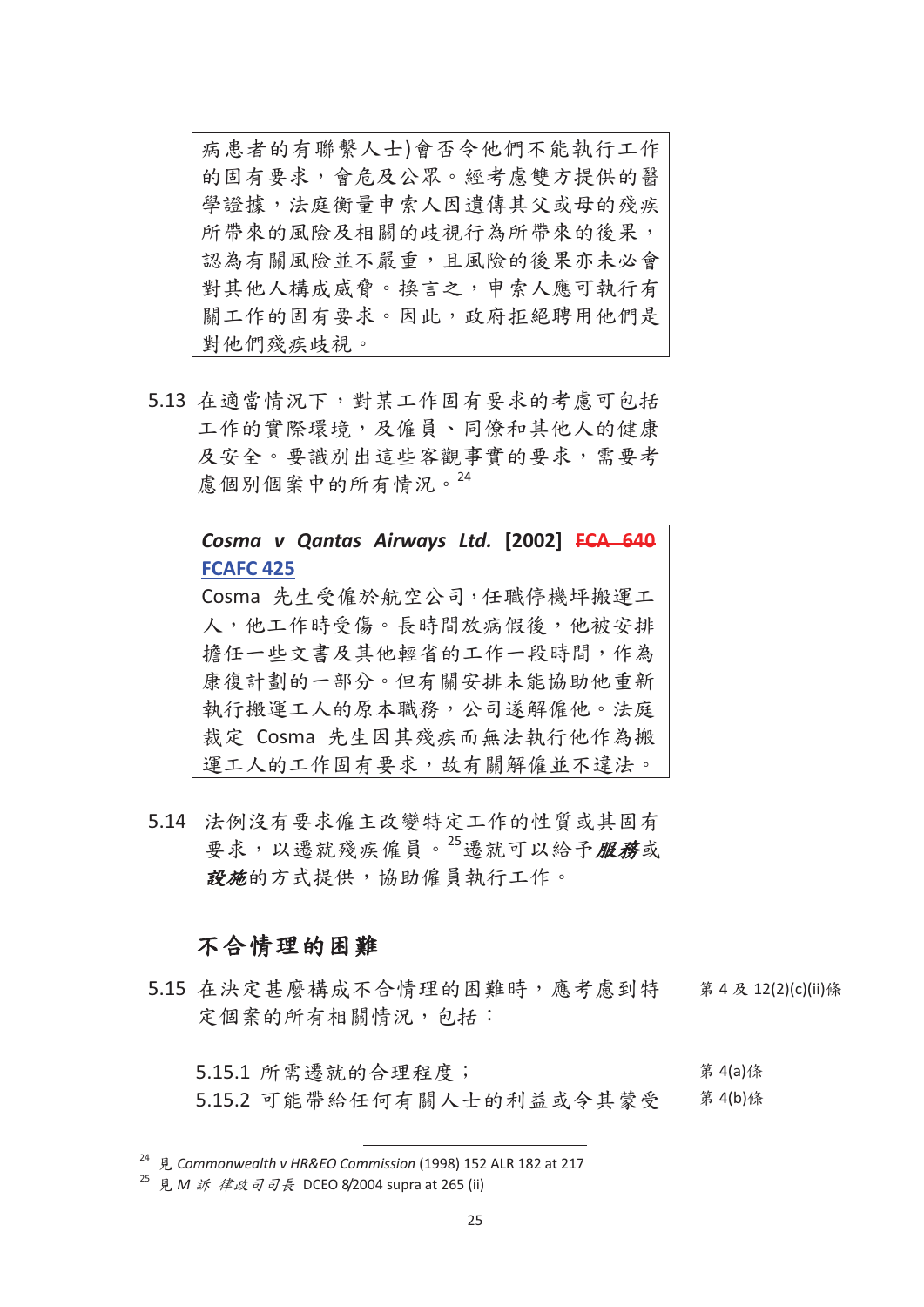病患者的有聯繫人士)會否令他們不能執行工作的固有要求，會危及公眾。經考慮雙方提供的醫學證據，法庭衡量申索人因遺傳其父或母的殘疾所帶來的風險及相關的歧視行為所帶來的後果，認為有關風險並不嚴重，且風險的後果亦未必會對其他人構成威脅。換言之，申索人應可執行有關工作的固有要求。因此，政府拒絕聘用他們是對他們殘疾歧視。

5.13 在適當情況下，對某工作固有要求的考慮可包括工作的實際環境，及僱員、同僚和其他人的健康及安全。要識別出這些客觀事實的要求，需要考慮個別個案中的所有情況。[24]

> ***Cosma v Qantas Airways Ltd.* [2002] ~~FCA 640~~ FCAFC 425**
>
> Cosma 先生受僱於航空公司，任職停機坪搬運工人，他工作時受傷。長時間放病假後，他被安排擔任一些文書及其他輕省的工作一段時間，作為康復計劃的一部分。但有關安排未能協助他重新執行搬運工人的原本職務，公司遂解僱他。法庭裁定 Cosma 先生因其殘疾而無法執行他作為搬運工人的工作固有要求，故有關解僱並不違法。

5.14 法例沒有要求僱主改變特定工作的性質或其固有要求，以遷就殘疾僱員。[25]遷就可以給予***服務***或***設施***的方式提供，協助僱員執行工作。

## 不合情理的困難

5.15 在決定甚麼構成不合情理的困難時，應考慮到特定個案的所有相關情況，包括： (第 4 及 12(2)(c)(ii)條)

5.15.1 所需遷就的合理程度； (第 4(a)條)

5.15.2 可能帶給任何有關人士的利益或令其蒙受 (第 4(b)條)

---

[24] 見 *Commonwealth v HR&EO Commission* (1998) 152 ALR 182 at 217

[25] 見 *M 訴 律政司司長* DCEO 8/2004 supra at 265 (ii)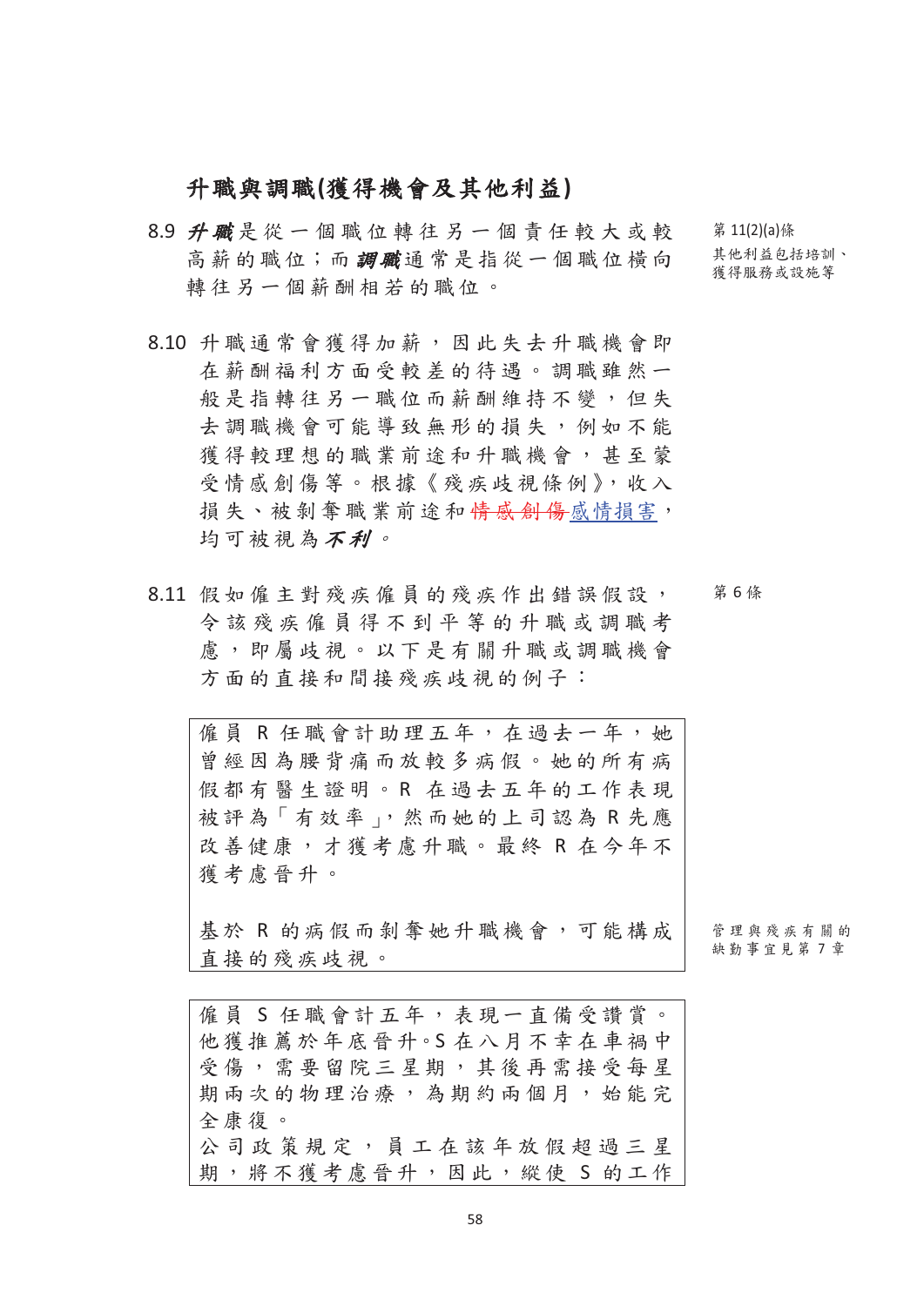## 升職與調職(獲得機會及其他利益)

8.9 ***升職***是從一個職位轉往另一個責任較大或較高薪的職位；而***調職***通常是指從一個職位橫向轉往另一個薪酬相若的職位。

> 第 11(2)(a)條
> 其他利益包括培訓、獲得服務或設施等

8.10 升職通常會獲得加薪，因此失去升職機會即在薪酬福利方面受較差的待遇。調職雖然一般是指轉往另一職位而薪酬維持不變，但失去調職機會可能導致無形的損失，例如不能獲得較理想的職業前途和升職機會，甚至蒙受情感創傷等。根據《殘疾歧視條例》，收入損失、被剝奪職業前途和~~情感創傷~~感情損害，均可被視為***不利***。

8.11 假如僱主對殘疾僱員的殘疾作出錯誤假設，令該殘疾僱員得不到平等的升職或調職考慮，即屬歧視。以下是有關升職或調職機會方面的直接和間接殘疾歧視的例子：

> 第 6 條

| 僱員 R 任職會計助理五年，在過去一年，她曾經因為腰背痛而放較多病假。她的所有病假都有醫生證明。R 在過去五年的工作表現被評為「有效率」，然而她的上司認為 R 先應改善健康，才獲考慮升職。最終 R 在今年不獲考慮晉升。<br><br>基於 R 的病假而剝奪她升職機會，可能構成直接的殘疾歧視。 |
|---|

> 管理與殘疾有關的缺勤事宜見第 7 章

| 僱員 S 任職會計五年，表現一直備受讚賞。他獲推薦於年底晉升。S 在八月不幸在車禍中受傷，需要留院三星期，其後再需接受每星期兩次的物理治療，為期約兩個月，始能完全康復。<br>公司政策規定，員工在該年放假超過三星期，將不獲考慮晉升，因此，縱使 S 的工作 |
|---|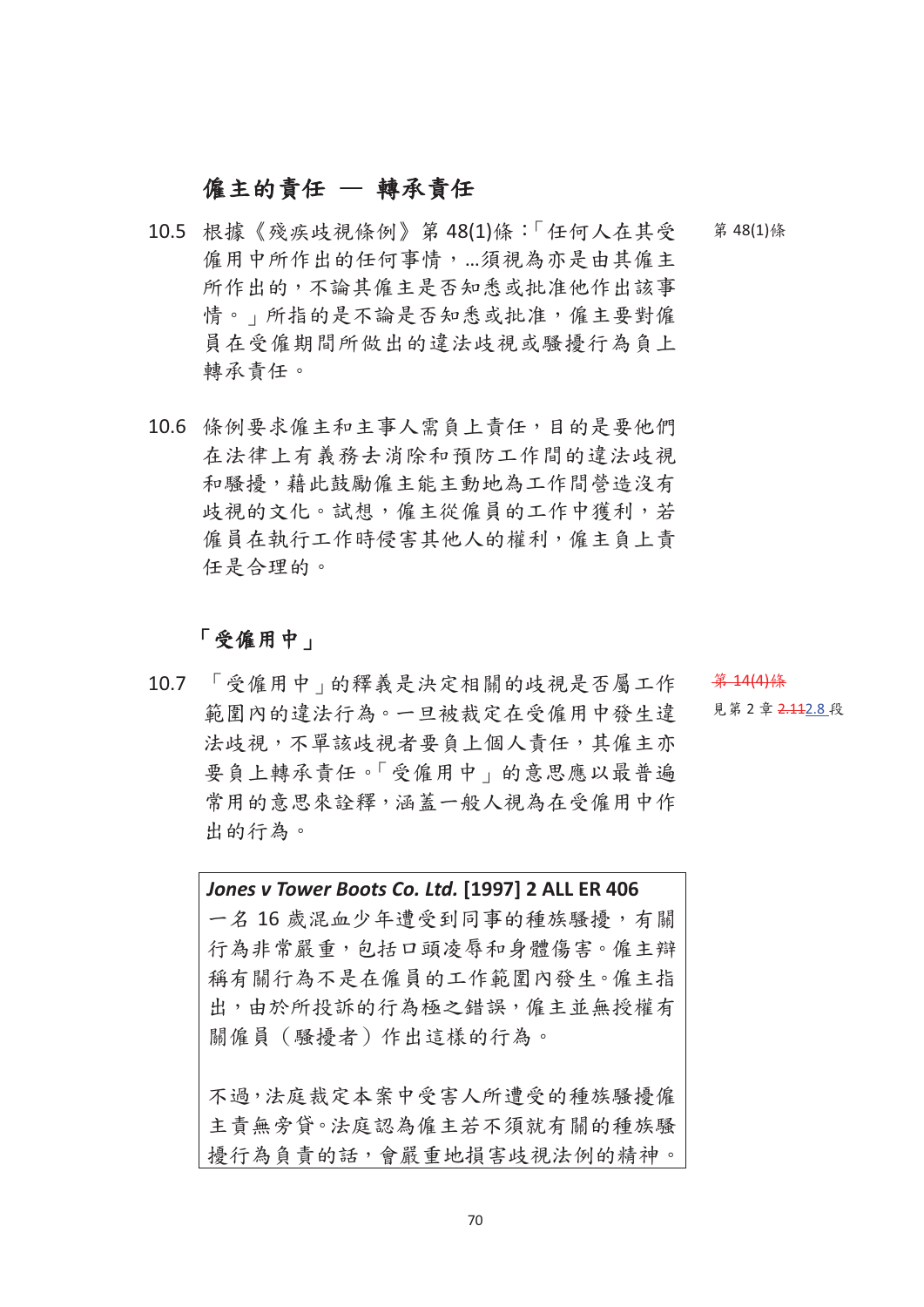## 僱主的責任 — 轉承責任

10.5 根據《殘疾歧視條例》第 48(1)條：「任何人在其受僱用中所作出的任何事情，...須視為亦是由其僱主所作出的，不論其僱主是否知悉或批准他作出該事情。」所指的是不論是否知悉或批准，僱主要對僱員在受僱期間所做出的違法歧視或騷擾行為負上轉承責任。

第 48(1)條

10.6 條例要求僱主和主事人需負上責任，目的是要他們在法律上有義務去消除和預防工作間的違法歧視和騷擾，藉此鼓勵僱主能主動地為工作間營造沒有歧視的文化。試想，僱主從僱員的工作中獲利，若僱員在執行工作時侵害其他人的權利，僱主負上責任是合理的。

### 「受僱用中」

10.7 「受僱用中」的釋義是決定相關的歧視是否屬工作範圍內的違法行為。一旦被裁定在受僱用中發生違法歧視，不單該歧視者要負上個人責任，其僱主亦要負上轉承責任。「受僱用中」的意思應以最普遍常用的意思來詮釋，涵蓋一般人視為在受僱用中作出的行為。

~~第 14(4)條~~
見第 2 章 ~~2.11~~2.8 段

> ***Jones v Tower Boots Co. Ltd.* [1997] 2 ALL ER 406**
> 一名 16 歲混血少年遭受到同事的種族騷擾，有關行為非常嚴重，包括口頭凌辱和身體傷害。僱主辯稱有關行為不是在僱員的工作範圍內發生。僱主指出，由於所投訴的行為極之錯誤，僱主並無授權有關僱員（騷擾者）作出這樣的行為。
>
> 不過，法庭裁定本案中受害人所遭受的種族騷擾僱主責無旁貸。法庭認為僱主若不須就有關的種族騷擾行為負責的話，會嚴重地損害歧視法例的精神。